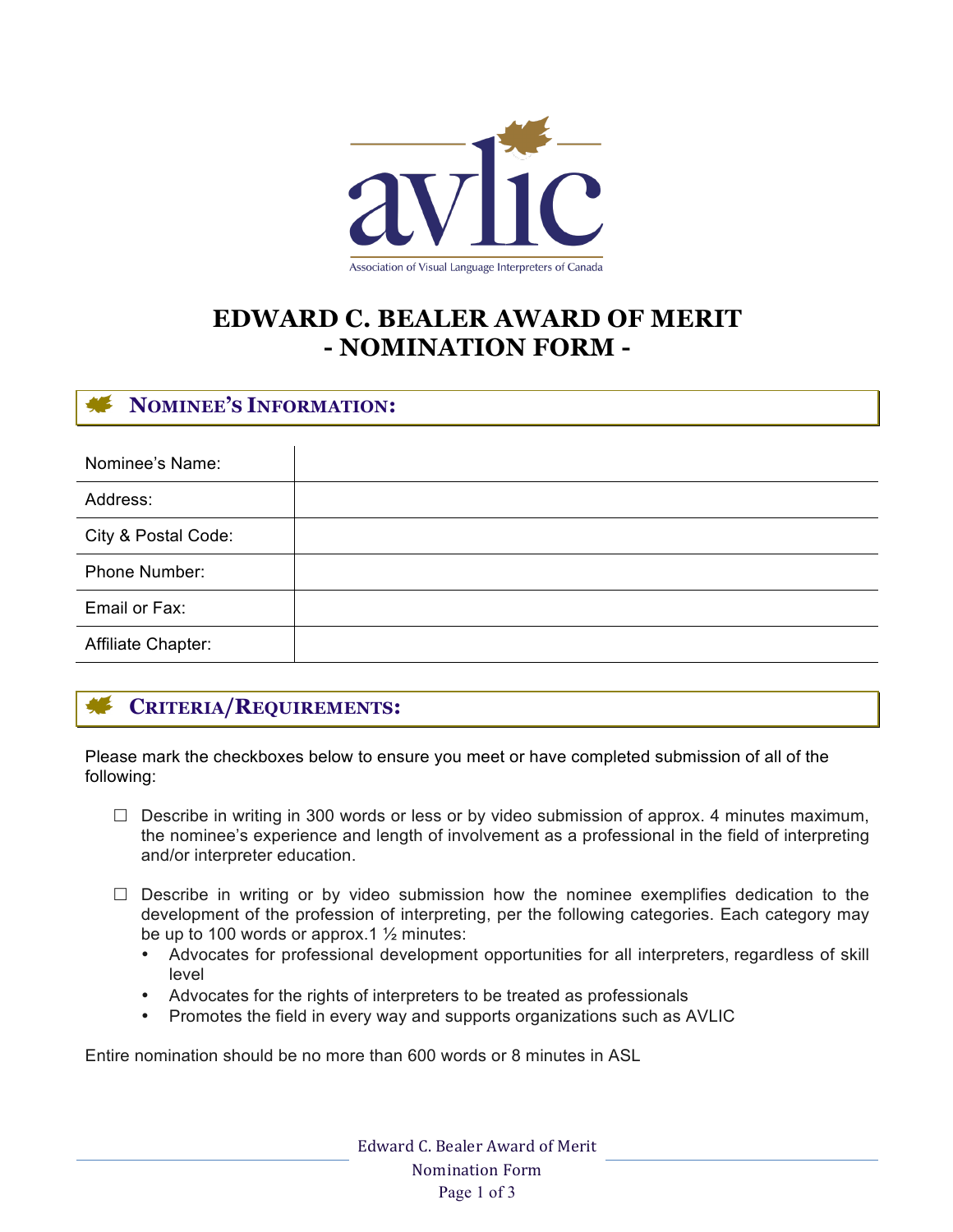avlic

Association of Visual Language Interpreters of Canada

# EDWARD C. BEALER AWARD OF MERIT
# - NOMINATION FORM -

## NOMINEE'S INFORMATION:

| | |
|---|---|
| Nominee's Name: | |
| Address: | |
| City & Postal Code: | |
| Phone Number: | |
| Email or Fax: | |
| Affiliate Chapter: | |

## CRITERIA/REQUIREMENTS:

Please mark the checkboxes below to ensure you meet or have completed submission of all of the following:

☐ Describe in writing in 300 words or less or by video submission of approx. 4 minutes maximum, the nominee's experience and length of involvement as a professional in the field of interpreting and/or interpreter education.

☐ Describe in writing or by video submission how the nominee exemplifies dedication to the development of the profession of interpreting, per the following categories. Each category may be up to 100 words or approx.1 ½ minutes:

- Advocates for professional development opportunities for all interpreters, regardless of skill level
- Advocates for the rights of interpreters to be treated as professionals
- Promotes the field in every way and supports organizations such as AVLIC

Entire nomination should be no more than 600 words or 8 minutes in ASL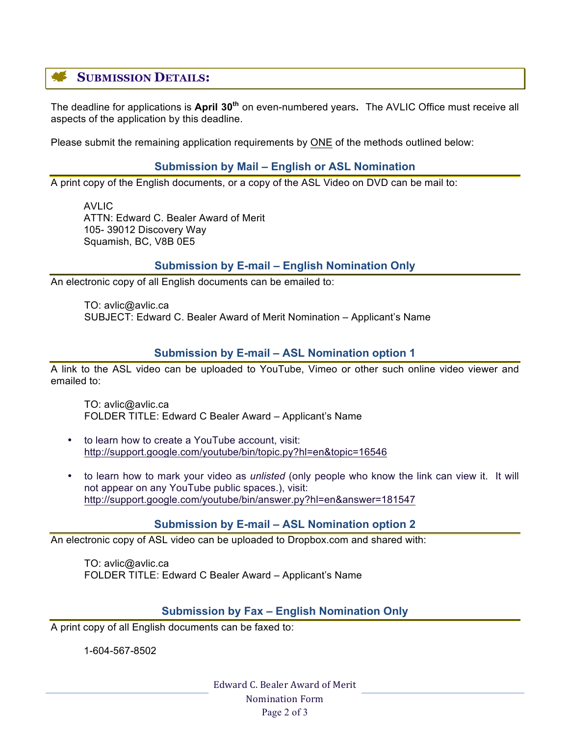## SUBMISSION DETAILS:

The deadline for applications is **April 30th** on even-numbered years**.** The AVLIC Office must receive all aspects of the application by this deadline.

Please submit the remaining application requirements by ONE of the methods outlined below:

### Submission by Mail – English or ASL Nomination

A print copy of the English documents, or a copy of the ASL Video on DVD can be mail to:

AVLIC
ATTN: Edward C. Bealer Award of Merit
105- 39012 Discovery Way
Squamish, BC, V8B 0E5

### Submission by E-mail – English Nomination Only

An electronic copy of all English documents can be emailed to:

TO: avlic@avlic.ca
SUBJECT: Edward C. Bealer Award of Merit Nomination – Applicant's Name

### Submission by E-mail – ASL Nomination option 1

A link to the ASL video can be uploaded to YouTube, Vimeo or other such online video viewer and emailed to:

TO: avlic@avlic.ca
FOLDER TITLE: Edward C Bealer Award – Applicant's Name

- to learn how to create a YouTube account, visit: http://support.google.com/youtube/bin/topic.py?hl=en&topic=16546
- to learn how to mark your video as *unlisted* (only people who know the link can view it. It will not appear on any YouTube public spaces.), visit: http://support.google.com/youtube/bin/answer.py?hl=en&answer=181547

### Submission by E-mail – ASL Nomination option 2

An electronic copy of ASL video can be uploaded to Dropbox.com and shared with:

TO: avlic@avlic.ca
FOLDER TITLE: Edward C Bealer Award – Applicant's Name

### Submission by Fax – English Nomination Only

A print copy of all English documents can be faxed to:

1-604-567-8502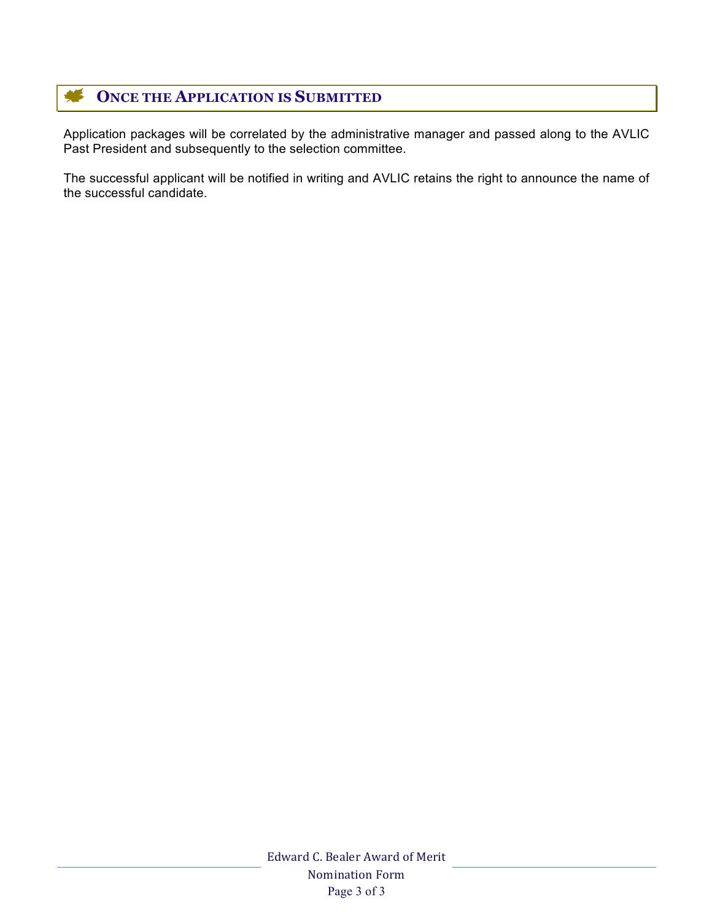## ONCE THE APPLICATION IS SUBMITTED

Application packages will be correlated by the administrative manager and passed along to the AVLIC Past President and subsequently to the selection committee.

The successful applicant will be notified in writing and AVLIC retains the right to announce the name of the successful candidate.